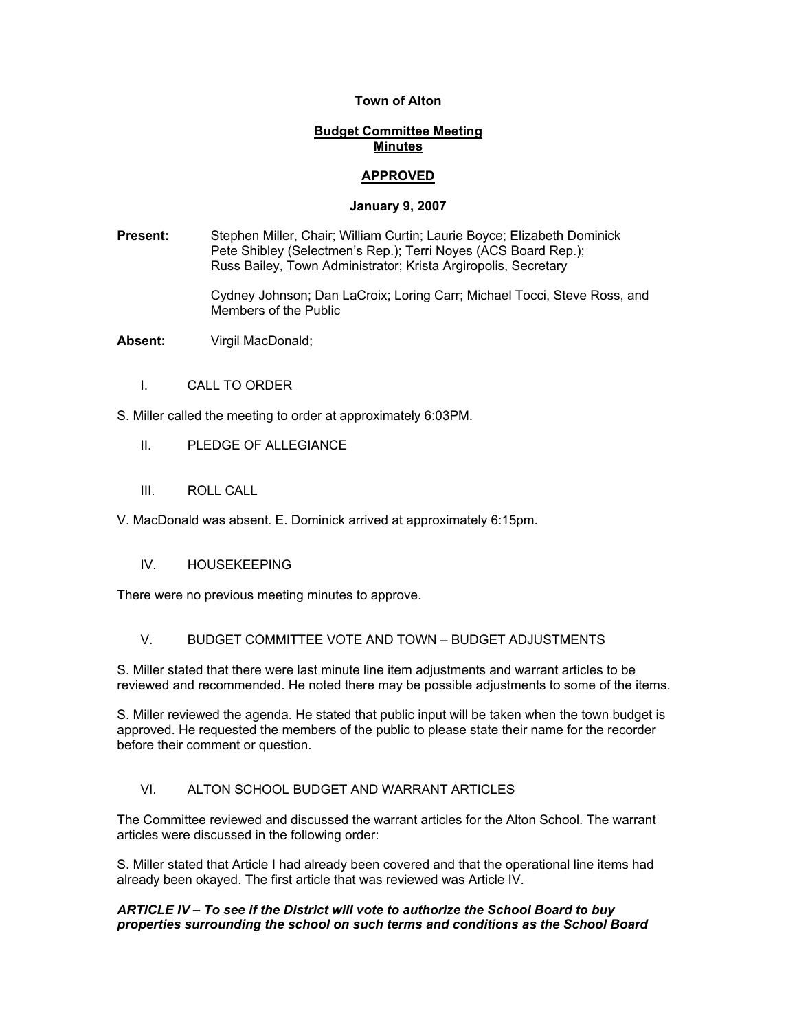**Town of Alton**

**Budget Committee Meeting**
**Minutes**

**APPROVED**

**January 9, 2007**

**Present:** Stephen Miller, Chair; William Curtin; Laurie Boyce; Elizabeth Dominick Pete Shibley (Selectmen's Rep.); Terri Noyes (ACS Board Rep.); Russ Bailey, Town Administrator; Krista Argiropolis, Secretary

Cydney Johnson; Dan LaCroix; Loring Carr; Michael Tocci, Steve Ross, and Members of the Public

**Absent:** Virgil MacDonald;

I. CALL TO ORDER

S. Miller called the meeting to order at approximately 6:03PM.

II. PLEDGE OF ALLEGIANCE

III. ROLL CALL

V. MacDonald was absent. E. Dominick arrived at approximately 6:15pm.

IV. HOUSEKEEPING

There were no previous meeting minutes to approve.

V. BUDGET COMMITTEE VOTE AND TOWN – BUDGET ADJUSTMENTS

S. Miller stated that there were last minute line item adjustments and warrant articles to be reviewed and recommended. He noted there may be possible adjustments to some of the items.

S. Miller reviewed the agenda. He stated that public input will be taken when the town budget is approved. He requested the members of the public to please state their name for the recorder before their comment or question.

VI. ALTON SCHOOL BUDGET AND WARRANT ARTICLES

The Committee reviewed and discussed the warrant articles for the Alton School. The warrant articles were discussed in the following order:

S. Miller stated that Article I had already been covered and that the operational line items had already been okayed. The first article that was reviewed was Article IV.

***ARTICLE IV – To see if the District will vote to authorize the School Board to buy properties surrounding the school on such terms and conditions as the School Board***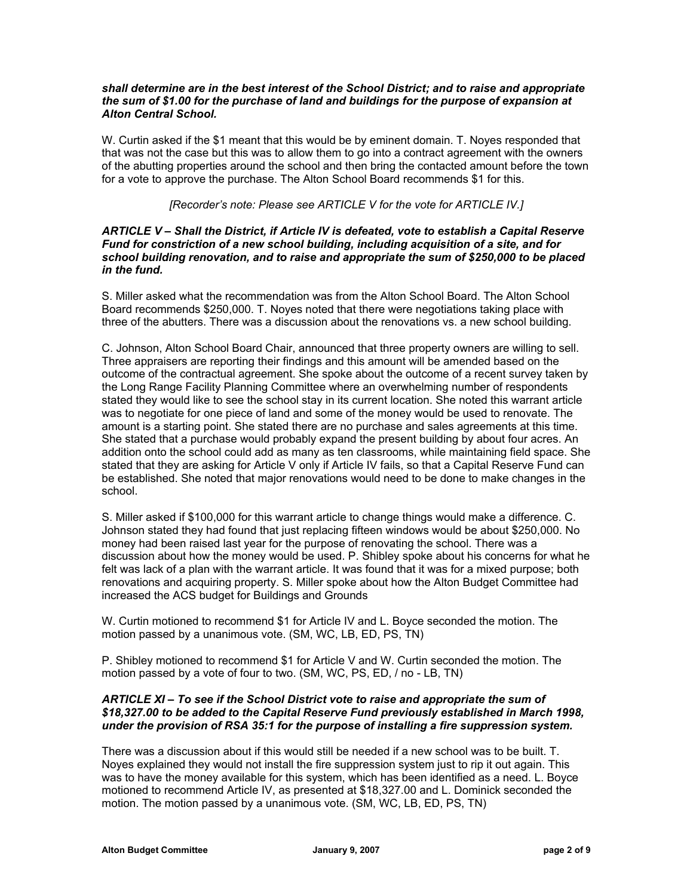***shall determine are in the best interest of the School District; and to raise and appropriate the sum of $1.00 for the purchase of land and buildings for the purpose of expansion at Alton Central School.***

W. Curtin asked if the $1 meant that this would be by eminent domain. T. Noyes responded that that was not the case but this was to allow them to go into a contract agreement with the owners of the abutting properties around the school and then bring the contacted amount before the town for a vote to approve the purchase. The Alton School Board recommends $1 for this.

*[Recorder's note: Please see ARTICLE V for the vote for ARTICLE IV.]*

***ARTICLE V – Shall the District, if Article IV is defeated, vote to establish a Capital Reserve Fund for constriction of a new school building, including acquisition of a site, and for school building renovation, and to raise and appropriate the sum of $250,000 to be placed in the fund.***

S. Miller asked what the recommendation was from the Alton School Board. The Alton School Board recommends $250,000. T. Noyes noted that there were negotiations taking place with three of the abutters. There was a discussion about the renovations vs. a new school building.

C. Johnson, Alton School Board Chair, announced that three property owners are willing to sell. Three appraisers are reporting their findings and this amount will be amended based on the outcome of the contractual agreement. She spoke about the outcome of a recent survey taken by the Long Range Facility Planning Committee where an overwhelming number of respondents stated they would like to see the school stay in its current location. She noted this warrant article was to negotiate for one piece of land and some of the money would be used to renovate. The amount is a starting point. She stated there are no purchase and sales agreements at this time. She stated that a purchase would probably expand the present building by about four acres. An addition onto the school could add as many as ten classrooms, while maintaining field space. She stated that they are asking for Article V only if Article IV fails, so that a Capital Reserve Fund can be established. She noted that major renovations would need to be done to make changes in the school.

S. Miller asked if $100,000 for this warrant article to change things would make a difference. C. Johnson stated they had found that just replacing fifteen windows would be about $250,000. No money had been raised last year for the purpose of renovating the school. There was a discussion about how the money would be used. P. Shibley spoke about his concerns for what he felt was lack of a plan with the warrant article. It was found that it was for a mixed purpose; both renovations and acquiring property. S. Miller spoke about how the Alton Budget Committee had increased the ACS budget for Buildings and Grounds

W. Curtin motioned to recommend $1 for Article IV and L. Boyce seconded the motion. The motion passed by a unanimous vote. (SM, WC, LB, ED, PS, TN)

P. Shibley motioned to recommend $1 for Article V and W. Curtin seconded the motion. The motion passed by a vote of four to two. (SM, WC, PS, ED, / no - LB, TN)

***ARTICLE XI – To see if the School District vote to raise and appropriate the sum of $18,327.00 to be added to the Capital Reserve Fund previously established in March 1998, under the provision of RSA 35:1 for the purpose of installing a fire suppression system.***

There was a discussion about if this would still be needed if a new school was to be built. T. Noyes explained they would not install the fire suppression system just to rip it out again. This was to have the money available for this system, which has been identified as a need. L. Boyce motioned to recommend Article IV, as presented at $18,327.00 and L. Dominick seconded the motion. The motion passed by a unanimous vote. (SM, WC, LB, ED, PS, TN)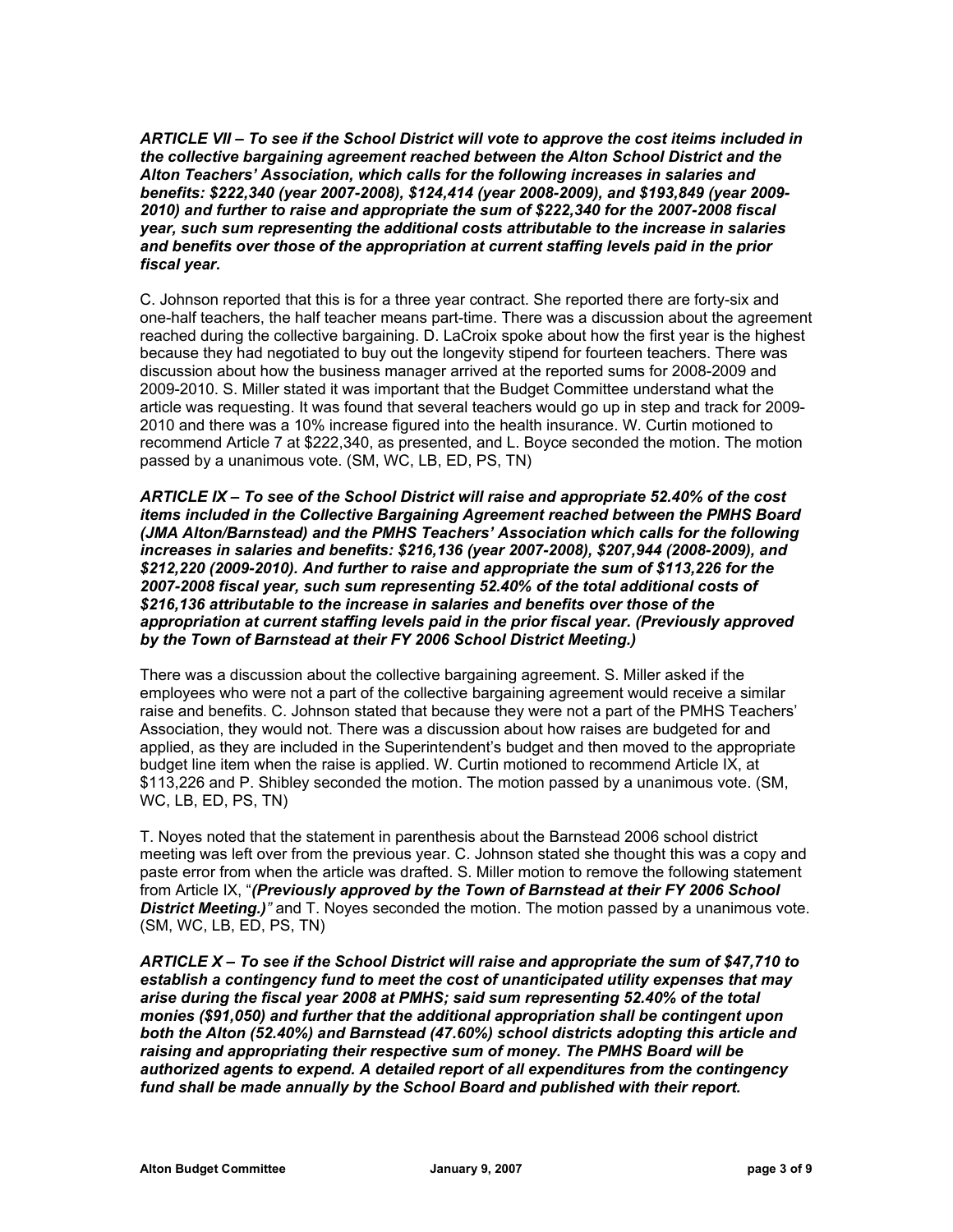***ARTICLE VII – To see if the School District will vote to approve the cost iteims included in the collective bargaining agreement reached between the Alton School District and the Alton Teachers' Association, which calls for the following increases in salaries and benefits: $222,340 (year 2007-2008), $124,414 (year 2008-2009), and $193,849 (year 2009-2010) and further to raise and appropriate the sum of $222,340 for the 2007-2008 fiscal year, such sum representing the additional costs attributable to the increase in salaries and benefits over those of the appropriation at current staffing levels paid in the prior fiscal year.***

C. Johnson reported that this is for a three year contract. She reported there are forty-six and one-half teachers, the half teacher means part-time. There was a discussion about the agreement reached during the collective bargaining. D. LaCroix spoke about how the first year is the highest because they had negotiated to buy out the longevity stipend for fourteen teachers. There was discussion about how the business manager arrived at the reported sums for 2008-2009 and 2009-2010. S. Miller stated it was important that the Budget Committee understand what the article was requesting. It was found that several teachers would go up in step and track for 2009-2010 and there was a 10% increase figured into the health insurance. W. Curtin motioned to recommend Article 7 at $222,340, as presented, and L. Boyce seconded the motion. The motion passed by a unanimous vote. (SM, WC, LB, ED, PS, TN)

***ARTICLE IX – To see of the School District will raise and appropriate 52.40% of the cost items included in the Collective Bargaining Agreement reached between the PMHS Board (JMA Alton/Barnstead) and the PMHS Teachers' Association which calls for the following increases in salaries and benefits: $216,136 (year 2007-2008), $207,944 (2008-2009), and $212,220 (2009-2010). And further to raise and appropriate the sum of $113,226 for the 2007-2008 fiscal year, such sum representing 52.40% of the total additional costs of $216,136 attributable to the increase in salaries and benefits over those of the appropriation at current staffing levels paid in the prior fiscal year. (Previously approved by the Town of Barnstead at their FY 2006 School District Meeting.)***

There was a discussion about the collective bargaining agreement. S. Miller asked if the employees who were not a part of the collective bargaining agreement would receive a similar raise and benefits. C. Johnson stated that because they were not a part of the PMHS Teachers' Association, they would not. There was a discussion about how raises are budgeted for and applied, as they are included in the Superintendent's budget and then moved to the appropriate budget line item when the raise is applied. W. Curtin motioned to recommend Article IX, at $113,226 and P. Shibley seconded the motion. The motion passed by a unanimous vote. (SM, WC, LB, ED, PS, TN)

T. Noyes noted that the statement in parenthesis about the Barnstead 2006 school district meeting was left over from the previous year. C. Johnson stated she thought this was a copy and paste error from when the article was drafted. S. Miller motion to remove the following statement from Article IX, "***(Previously approved by the Town of Barnstead at their FY 2006 School District Meeting.)***" and T. Noyes seconded the motion. The motion passed by a unanimous vote. (SM, WC, LB, ED, PS, TN)

***ARTICLE X – To see if the School District will raise and appropriate the sum of $47,710 to establish a contingency fund to meet the cost of unanticipated utility expenses that may arise during the fiscal year 2008 at PMHS; said sum representing 52.40% of the total monies ($91,050) and further that the additional appropriation shall be contingent upon both the Alton (52.40%) and Barnstead (47.60%) school districts adopting this article and raising and appropriating their respective sum of money. The PMHS Board will be authorized agents to expend. A detailed report of all expenditures from the contingency fund shall be made annually by the School Board and published with their report.***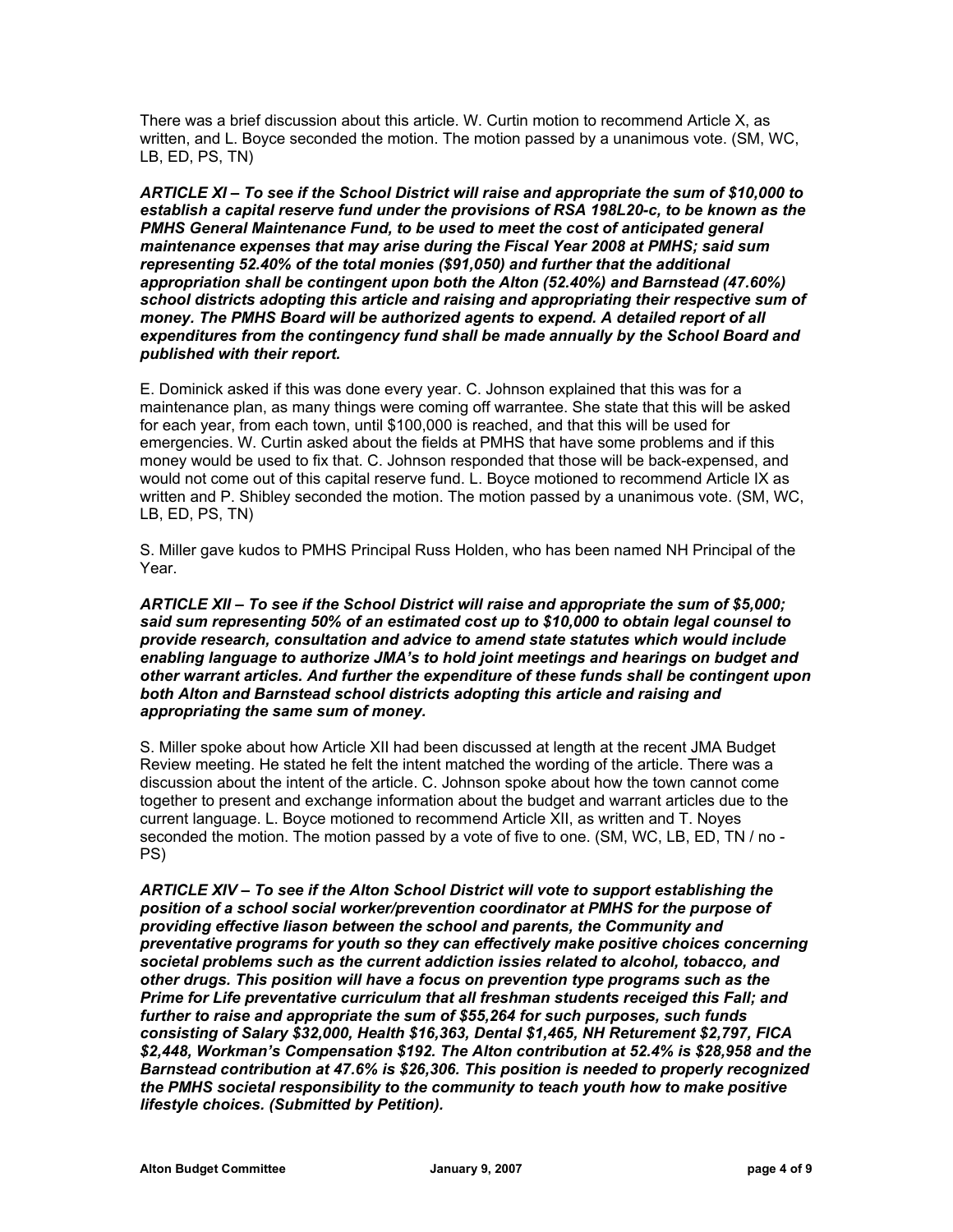There was a brief discussion about this article. W. Curtin motion to recommend Article X, as written, and L. Boyce seconded the motion. The motion passed by a unanimous vote. (SM, WC, LB, ED, PS, TN)

***ARTICLE XI – To see if the School District will raise and appropriate the sum of $10,000 to establish a capital reserve fund under the provisions of RSA 198L20-c, to be known as the PMHS General Maintenance Fund, to be used to meet the cost of anticipated general maintenance expenses that may arise during the Fiscal Year 2008 at PMHS; said sum representing 52.40% of the total monies ($91,050) and further that the additional appropriation shall be contingent upon both the Alton (52.40%) and Barnstead (47.60%) school districts adopting this article and raising and appropriating their respective sum of money. The PMHS Board will be authorized agents to expend. A detailed report of all expenditures from the contingency fund shall be made annually by the School Board and published with their report.***

E. Dominick asked if this was done every year. C. Johnson explained that this was for a maintenance plan, as many things were coming off warrantee. She state that this will be asked for each year, from each town, until $100,000 is reached, and that this will be used for emergencies. W. Curtin asked about the fields at PMHS that have some problems and if this money would be used to fix that. C. Johnson responded that those will be back-expensed, and would not come out of this capital reserve fund. L. Boyce motioned to recommend Article IX as written and P. Shibley seconded the motion. The motion passed by a unanimous vote. (SM, WC, LB, ED, PS, TN)

S. Miller gave kudos to PMHS Principal Russ Holden, who has been named NH Principal of the Year.

***ARTICLE XII – To see if the School District will raise and appropriate the sum of $5,000; said sum representing 50% of an estimated cost up to $10,000 to obtain legal counsel to provide research, consultation and advice to amend state statutes which would include enabling language to authorize JMA's to hold joint meetings and hearings on budget and other warrant articles. And further the expenditure of these funds shall be contingent upon both Alton and Barnstead school districts adopting this article and raising and appropriating the same sum of money.***

S. Miller spoke about how Article XII had been discussed at length at the recent JMA Budget Review meeting. He stated he felt the intent matched the wording of the article. There was a discussion about the intent of the article. C. Johnson spoke about how the town cannot come together to present and exchange information about the budget and warrant articles due to the current language. L. Boyce motioned to recommend Article XII, as written and T. Noyes seconded the motion. The motion passed by a vote of five to one. (SM, WC, LB, ED, TN / no - PS)

***ARTICLE XIV – To see if the Alton School District will vote to support establishing the position of a school social worker/prevention coordinator at PMHS for the purpose of providing effective liason between the school and parents, the Community and preventative programs for youth so they can effectively make positive choices concerning societal problems such as the current addiction issies related to alcohol, tobacco, and other drugs. This position will have a focus on prevention type programs such as the Prime for Life preventative curriculum that all freshman students receiged this Fall; and further to raise and appropriate the sum of $55,264 for such purposes, such funds consisting of Salary $32,000, Health $16,363, Dental $1,465, NH Returement $2,797, FICA $2,448, Workman's Compensation $192. The Alton contribution at 52.4% is $28,958 and the Barnstead contribution at 47.6% is $26,306. This position is needed to properly recognized the PMHS societal responsibility to the community to teach youth how to make positive lifestyle choices. (Submitted by Petition).***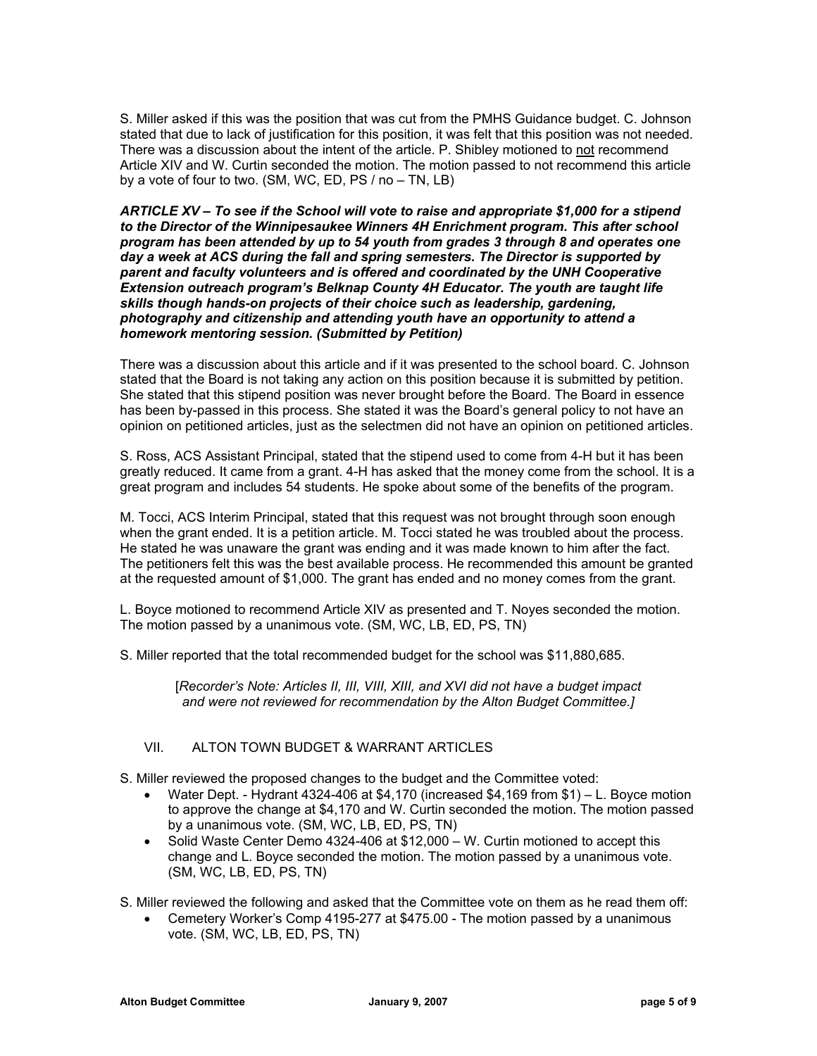S. Miller asked if this was the position that was cut from the PMHS Guidance budget. C. Johnson stated that due to lack of justification for this position, it was felt that this position was not needed. There was a discussion about the intent of the article. P. Shibley motioned to not recommend Article XIV and W. Curtin seconded the motion. The motion passed to not recommend this article by a vote of four to two. (SM, WC, ED, PS / no – TN, LB)

***ARTICLE XV – To see if the School will vote to raise and appropriate $1,000 for a stipend to the Director of the Winnipesaukee Winners 4H Enrichment program. This after school program has been attended by up to 54 youth from grades 3 through 8 and operates one day a week at ACS during the fall and spring semesters. The Director is supported by parent and faculty volunteers and is offered and coordinated by the UNH Cooperative Extension outreach program's Belknap County 4H Educator. The youth are taught life skills though hands-on projects of their choice such as leadership, gardening, photography and citizenship and attending youth have an opportunity to attend a homework mentoring session. (Submitted by Petition)***

There was a discussion about this article and if it was presented to the school board. C. Johnson stated that the Board is not taking any action on this position because it is submitted by petition. She stated that this stipend position was never brought before the Board. The Board in essence has been by-passed in this process. She stated it was the Board's general policy to not have an opinion on petitioned articles, just as the selectmen did not have an opinion on petitioned articles.

S. Ross, ACS Assistant Principal, stated that the stipend used to come from 4-H but it has been greatly reduced. It came from a grant. 4-H has asked that the money come from the school. It is a great program and includes 54 students. He spoke about some of the benefits of the program.

M. Tocci, ACS Interim Principal, stated that this request was not brought through soon enough when the grant ended. It is a petition article. M. Tocci stated he was troubled about the process. He stated he was unaware the grant was ending and it was made known to him after the fact. The petitioners felt this was the best available process. He recommended this amount be granted at the requested amount of $1,000. The grant has ended and no money comes from the grant.

L. Boyce motioned to recommend Article XIV as presented and T. Noyes seconded the motion. The motion passed by a unanimous vote. (SM, WC, LB, ED, PS, TN)

S. Miller reported that the total recommended budget for the school was $11,880,685.

[*Recorder's Note: Articles II, III, VIII, XIII, and XVI did not have a budget impact and were not reviewed for recommendation by the Alton Budget Committee.]*

## VII. ALTON TOWN BUDGET & WARRANT ARTICLES

S. Miller reviewed the proposed changes to the budget and the Committee voted:

- Water Dept. - Hydrant 4324-406 at $4,170 (increased $4,169 from $1) – L. Boyce motion to approve the change at $4,170 and W. Curtin seconded the motion. The motion passed by a unanimous vote. (SM, WC, LB, ED, PS, TN)
- Solid Waste Center Demo 4324-406 at $12,000 – W. Curtin motioned to accept this change and L. Boyce seconded the motion. The motion passed by a unanimous vote. (SM, WC, LB, ED, PS, TN)

S. Miller reviewed the following and asked that the Committee vote on them as he read them off:

- Cemetery Worker's Comp 4195-277 at $475.00 - The motion passed by a unanimous vote. (SM, WC, LB, ED, PS, TN)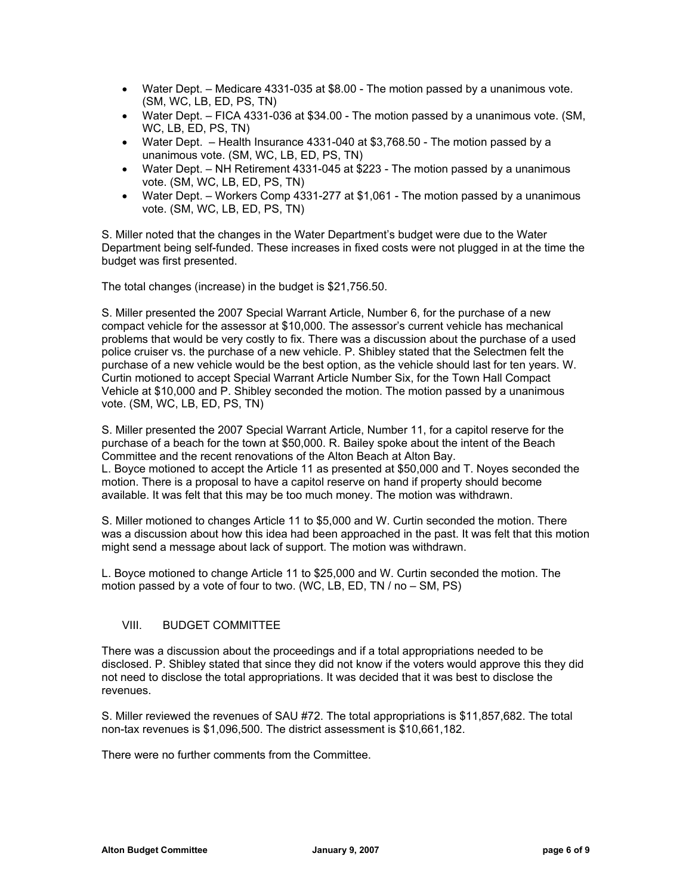- Water Dept. – Medicare 4331-035 at $8.00 - The motion passed by a unanimous vote. (SM, WC, LB, ED, PS, TN)
- Water Dept. – FICA 4331-036 at $34.00 - The motion passed by a unanimous vote. (SM, WC, LB, ED, PS, TN)
- Water Dept. – Health Insurance 4331-040 at $3,768.50 - The motion passed by a unanimous vote. (SM, WC, LB, ED, PS, TN)
- Water Dept. – NH Retirement 4331-045 at $223 - The motion passed by a unanimous vote. (SM, WC, LB, ED, PS, TN)
- Water Dept. – Workers Comp 4331-277 at $1,061 - The motion passed by a unanimous vote. (SM, WC, LB, ED, PS, TN)

S. Miller noted that the changes in the Water Department's budget were due to the Water Department being self-funded. These increases in fixed costs were not plugged in at the time the budget was first presented.

The total changes (increase) in the budget is $21,756.50.

S. Miller presented the 2007 Special Warrant Article, Number 6, for the purchase of a new compact vehicle for the assessor at $10,000. The assessor's current vehicle has mechanical problems that would be very costly to fix. There was a discussion about the purchase of a used police cruiser vs. the purchase of a new vehicle. P. Shibley stated that the Selectmen felt the purchase of a new vehicle would be the best option, as the vehicle should last for ten years. W. Curtin motioned to accept Special Warrant Article Number Six, for the Town Hall Compact Vehicle at $10,000 and P. Shibley seconded the motion. The motion passed by a unanimous vote. (SM, WC, LB, ED, PS, TN)

S. Miller presented the 2007 Special Warrant Article, Number 11, for a capitol reserve for the purchase of a beach for the town at $50,000. R. Bailey spoke about the intent of the Beach Committee and the recent renovations of the Alton Beach at Alton Bay.
L. Boyce motioned to accept the Article 11 as presented at $50,000 and T. Noyes seconded the motion. There is a proposal to have a capitol reserve on hand if property should become available. It was felt that this may be too much money. The motion was withdrawn.

S. Miller motioned to changes Article 11 to $5,000 and W. Curtin seconded the motion. There was a discussion about how this idea had been approached in the past. It was felt that this motion might send a message about lack of support. The motion was withdrawn.

L. Boyce motioned to change Article 11 to $25,000 and W. Curtin seconded the motion. The motion passed by a vote of four to two. (WC, LB, ED, TN / no – SM, PS)

## VIII. BUDGET COMMITTEE

There was a discussion about the proceedings and if a total appropriations needed to be disclosed. P. Shibley stated that since they did not know if the voters would approve this they did not need to disclose the total appropriations. It was decided that it was best to disclose the revenues.

S. Miller reviewed the revenues of SAU #72. The total appropriations is $11,857,682. The total non-tax revenues is $1,096,500. The district assessment is $10,661,182.

There were no further comments from the Committee.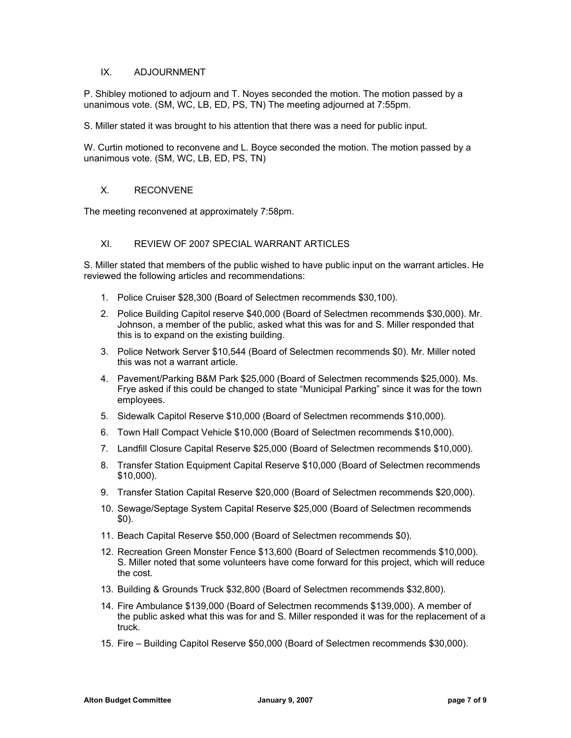## IX. ADJOURNMENT

P. Shibley motioned to adjourn and T. Noyes seconded the motion. The motion passed by a unanimous vote. (SM, WC, LB, ED, PS, TN) The meeting adjourned at 7:55pm.

S. Miller stated it was brought to his attention that there was a need for public input.

W. Curtin motioned to reconvene and L. Boyce seconded the motion. The motion passed by a unanimous vote. (SM, WC, LB, ED, PS, TN)

## X. RECONVENE

The meeting reconvened at approximately 7:58pm.

## XI. REVIEW OF 2007 SPECIAL WARRANT ARTICLES

S. Miller stated that members of the public wished to have public input on the warrant articles. He reviewed the following articles and recommendations:

1. Police Cruiser $28,300 (Board of Selectmen recommends $30,100).
2. Police Building Capitol reserve $40,000 (Board of Selectmen recommends $30,000). Mr. Johnson, a member of the public, asked what this was for and S. Miller responded that this is to expand on the existing building.
3. Police Network Server $10,544 (Board of Selectmen recommends $0). Mr. Miller noted this was not a warrant article.
4. Pavement/Parking B&M Park $25,000 (Board of Selectmen recommends $25,000). Ms. Frye asked if this could be changed to state "Municipal Parking" since it was for the town employees.
5. Sidewalk Capitol Reserve $10,000 (Board of Selectmen recommends $10,000).
6. Town Hall Compact Vehicle $10,000 (Board of Selectmen recommends $10,000).
7. Landfill Closure Capital Reserve $25,000 (Board of Selectmen recommends $10,000).
8. Transfer Station Equipment Capital Reserve $10,000 (Board of Selectmen recommends $10,000).
9. Transfer Station Capital Reserve $20,000 (Board of Selectmen recommends $20,000).
10. Sewage/Septage System Capital Reserve $25,000 (Board of Selectmen recommends $0).
11. Beach Capital Reserve $50,000 (Board of Selectmen recommends $0).
12. Recreation Green Monster Fence $13,600 (Board of Selectmen recommends $10,000). S. Miller noted that some volunteers have come forward for this project, which will reduce the cost.
13. Building & Grounds Truck $32,800 (Board of Selectmen recommends $32,800).
14. Fire Ambulance $139,000 (Board of Selectmen recommends $139,000). A member of the public asked what this was for and S. Miller responded it was for the replacement of a truck.
15. Fire – Building Capitol Reserve $50,000 (Board of Selectmen recommends $30,000).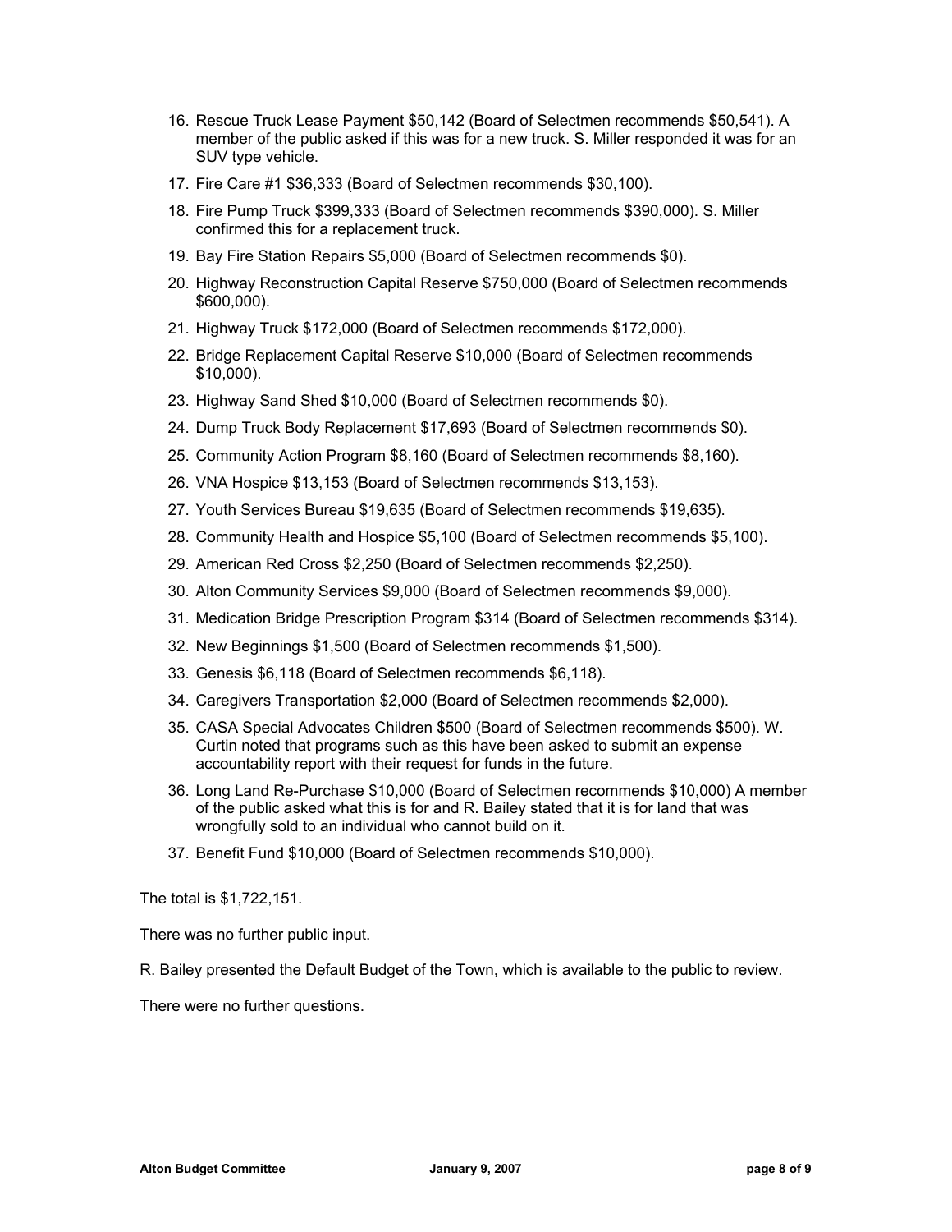16. Rescue Truck Lease Payment $50,142 (Board of Selectmen recommends $50,541). A member of the public asked if this was for a new truck. S. Miller responded it was for an SUV type vehicle.
17. Fire Care #1 $36,333 (Board of Selectmen recommends $30,100).
18. Fire Pump Truck $399,333 (Board of Selectmen recommends $390,000). S. Miller confirmed this for a replacement truck.
19. Bay Fire Station Repairs $5,000 (Board of Selectmen recommends $0).
20. Highway Reconstruction Capital Reserve $750,000 (Board of Selectmen recommends $600,000).
21. Highway Truck $172,000 (Board of Selectmen recommends $172,000).
22. Bridge Replacement Capital Reserve $10,000 (Board of Selectmen recommends $10,000).
23. Highway Sand Shed $10,000 (Board of Selectmen recommends $0).
24. Dump Truck Body Replacement $17,693 (Board of Selectmen recommends $0).
25. Community Action Program $8,160 (Board of Selectmen recommends $8,160).
26. VNA Hospice $13,153 (Board of Selectmen recommends $13,153).
27. Youth Services Bureau $19,635 (Board of Selectmen recommends $19,635).
28. Community Health and Hospice $5,100 (Board of Selectmen recommends $5,100).
29. American Red Cross $2,250 (Board of Selectmen recommends $2,250).
30. Alton Community Services $9,000 (Board of Selectmen recommends $9,000).
31. Medication Bridge Prescription Program $314 (Board of Selectmen recommends $314).
32. New Beginnings $1,500 (Board of Selectmen recommends $1,500).
33. Genesis $6,118 (Board of Selectmen recommends $6,118).
34. Caregivers Transportation $2,000 (Board of Selectmen recommends $2,000).
35. CASA Special Advocates Children $500 (Board of Selectmen recommends $500). W. Curtin noted that programs such as this have been asked to submit an expense accountability report with their request for funds in the future.
36. Long Land Re-Purchase $10,000 (Board of Selectmen recommends $10,000) A member of the public asked what this is for and R. Bailey stated that it is for land that was wrongfully sold to an individual who cannot build on it.
37. Benefit Fund $10,000 (Board of Selectmen recommends $10,000).

The total is $1,722,151.

There was no further public input.

R. Bailey presented the Default Budget of the Town, which is available to the public to review.

There were no further questions.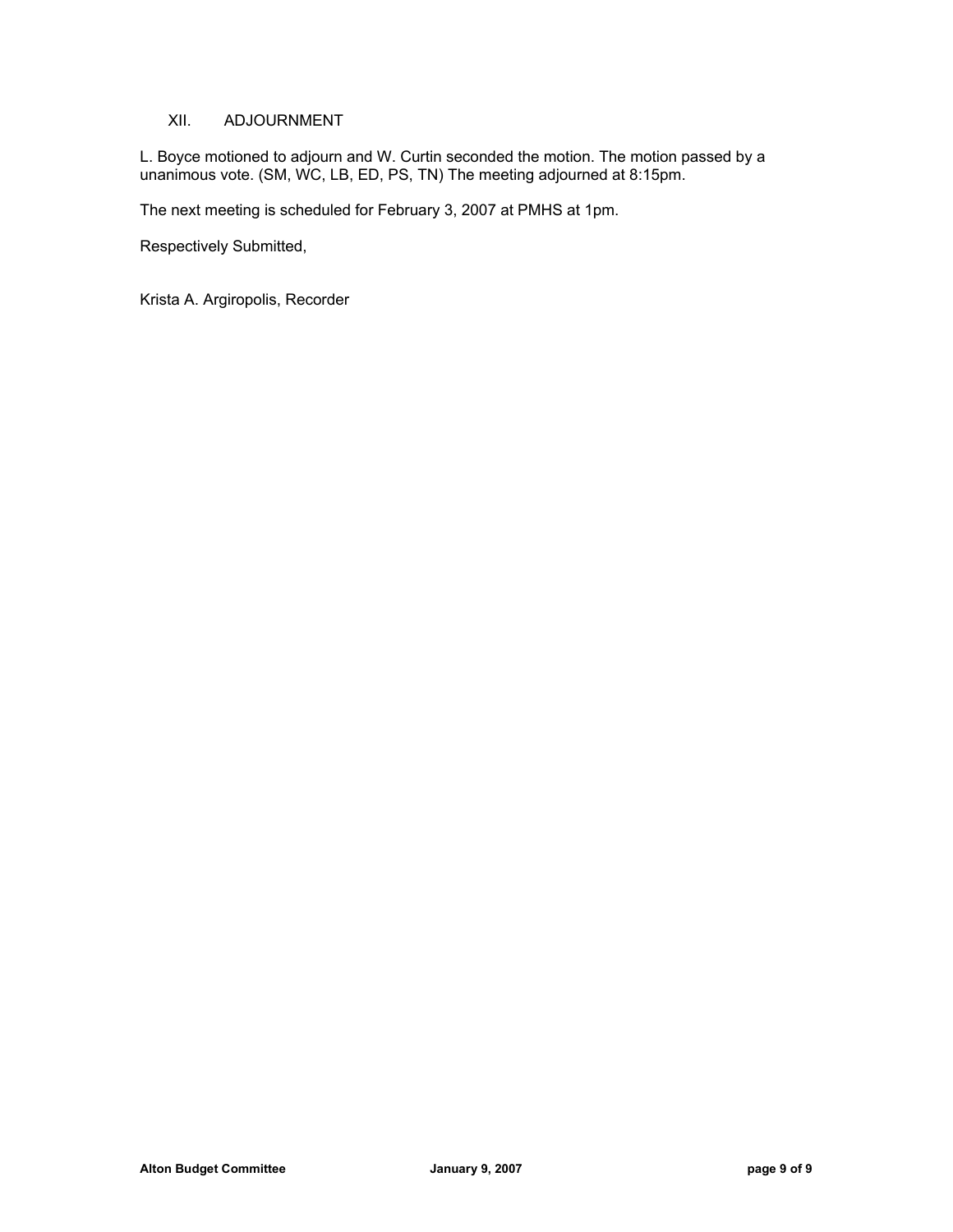## XII. ADJOURNMENT

L. Boyce motioned to adjourn and W. Curtin seconded the motion. The motion passed by a unanimous vote. (SM, WC, LB, ED, PS, TN) The meeting adjourned at 8:15pm.

The next meeting is scheduled for February 3, 2007 at PMHS at 1pm.

Respectively Submitted,

Krista A. Argiropolis, Recorder